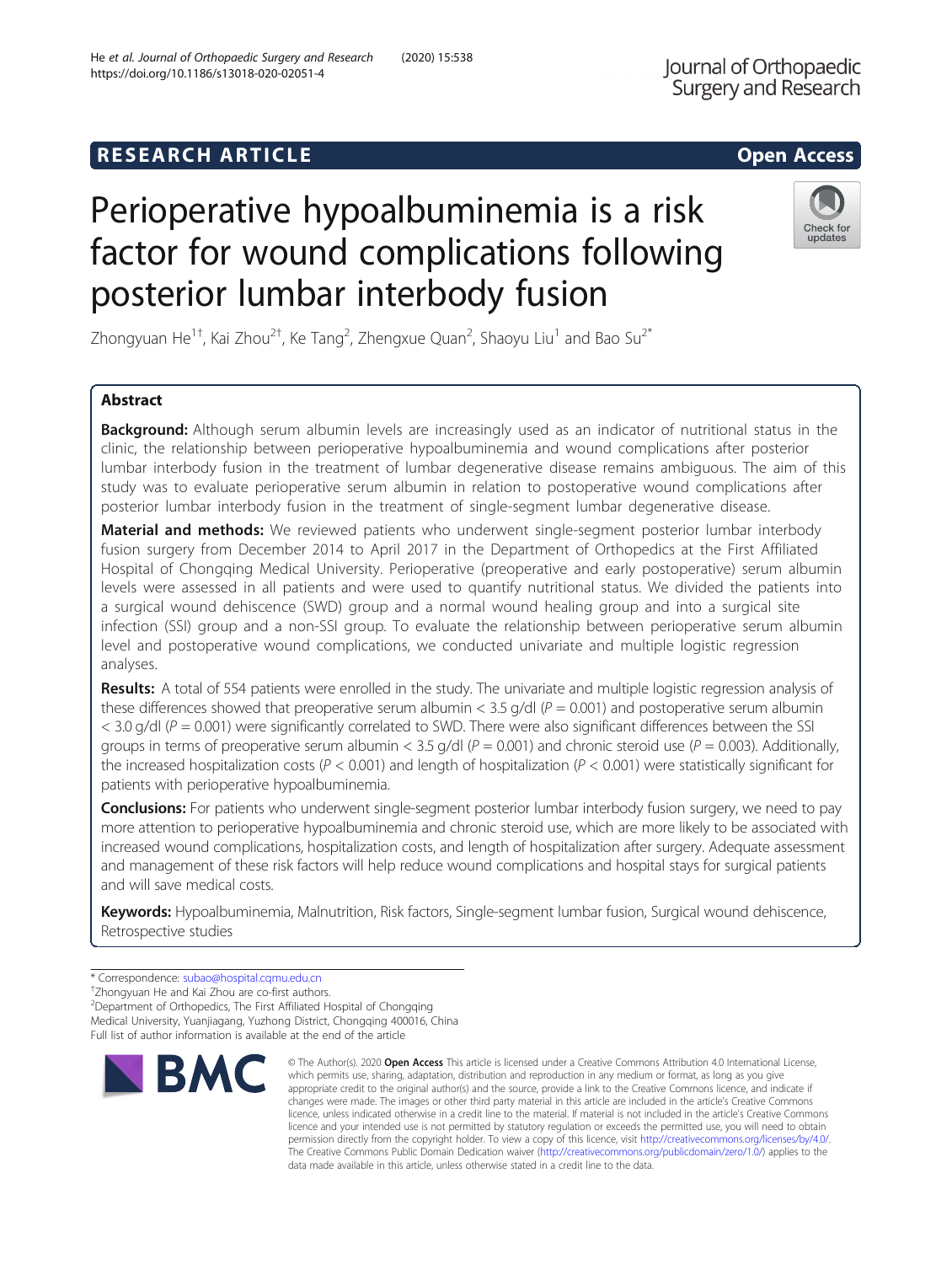RESEARCH ARTICLE

Open Access

# Perioperative hypoalbuminemia is a risk factor for wound complications following posterior lumbar interbody fusion

Zhongyuan He[1†], Kai Zhou[2†], Ke Tang[2], Zhengxue Quan[2], Shaoyu Liu[1] and Bao Su[2*]

## Abstract

**Background:** Although serum albumin levels are increasingly used as an indicator of nutritional status in the clinic, the relationship between perioperative hypoalbuminemia and wound complications after posterior lumbar interbody fusion in the treatment of lumbar degenerative disease remains ambiguous. The aim of this study was to evaluate perioperative serum albumin in relation to postoperative wound complications after posterior lumbar interbody fusion in the treatment of single-segment lumbar degenerative disease.

**Material and methods:** We reviewed patients who underwent single-segment posterior lumbar interbody fusion surgery from December 2014 to April 2017 in the Department of Orthopedics at the First Affiliated Hospital of Chongqing Medical University. Perioperative (preoperative and early postoperative) serum albumin levels were assessed in all patients and were used to quantify nutritional status. We divided the patients into a surgical wound dehiscence (SWD) group and a normal wound healing group and into a surgical site infection (SSI) group and a non-SSI group. To evaluate the relationship between perioperative serum albumin level and postoperative wound complications, we conducted univariate and multiple logistic regression analyses.

**Results:** A total of 554 patients were enrolled in the study. The univariate and multiple logistic regression analysis of these differences showed that preoperative serum albumin < 3.5 g/dl ($P = 0.001$) and postoperative serum albumin < 3.0 g/dl ($P = 0.001$) were significantly correlated to SWD. There were also significant differences between the SSI groups in terms of preoperative serum albumin < 3.5 g/dl ($P = 0.001$) and chronic steroid use ($P = 0.003$). Additionally, the increased hospitalization costs ($P < 0.001$) and length of hospitalization ($P < 0.001$) were statistically significant for patients with perioperative hypoalbuminemia.

**Conclusions:** For patients who underwent single-segment posterior lumbar interbody fusion surgery, we need to pay more attention to perioperative hypoalbuminemia and chronic steroid use, which are more likely to be associated with increased wound complications, hospitalization costs, and length of hospitalization after surgery. Adequate assessment and management of these risk factors will help reduce wound complications and hospital stays for surgical patients and will save medical costs.

**Keywords:** Hypoalbuminemia, Malnutrition, Risk factors, Single-segment lumbar fusion, Surgical wound dehiscence, Retrospective studies

\* Correspondence: subao@hospital.cqmu.edu.cn
†Zhongyuan He and Kai Zhou are co-first authors.
[2]Department of Orthopedics, The First Affiliated Hospital of Chongqing Medical University, Yuanjiagang, Yuzhong District, Chongqing 400016, China
Full list of author information is available at the end of the article

© The Author(s). 2020 **Open Access** This article is licensed under a Creative Commons Attribution 4.0 International License, which permits use, sharing, adaptation, distribution and reproduction in any medium or format, as long as you give appropriate credit to the original author(s) and the source, provide a link to the Creative Commons licence, and indicate if changes were made. The images or other third party material in this article are included in the article's Creative Commons licence, unless indicated otherwise in a credit line to the material. If material is not included in the article's Creative Commons licence and your intended use is not permitted by statutory regulation or exceeds the permitted use, you will need to obtain permission directly from the copyright holder. To view a copy of this licence, visit http://creativecommons.org/licenses/by/4.0/. The Creative Commons Public Domain Dedication waiver (http://creativecommons.org/publicdomain/zero/1.0/) applies to the data made available in this article, unless otherwise stated in a credit line to the data.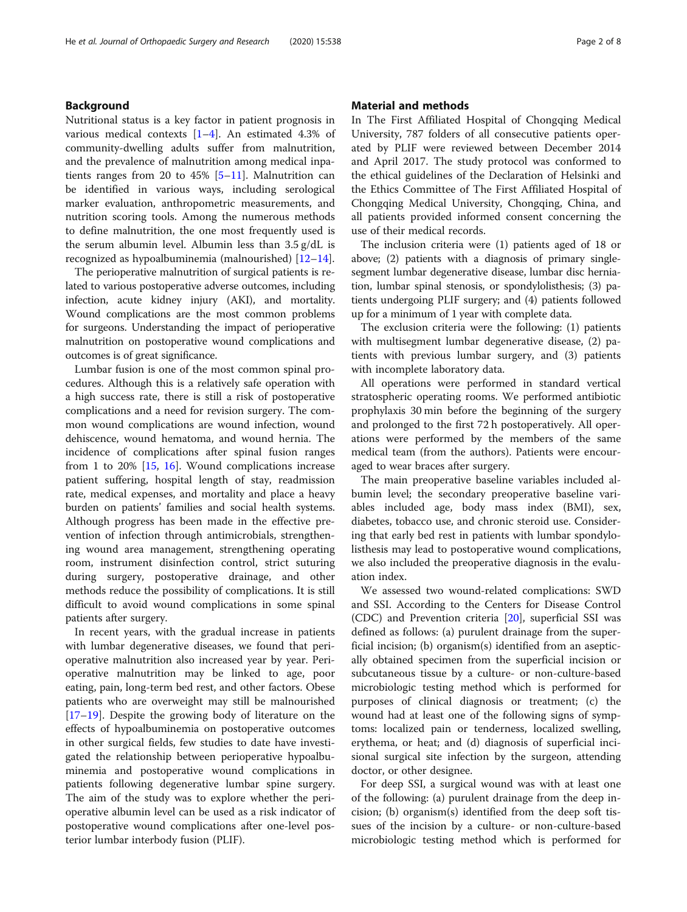## Background

Nutritional status is a key factor in patient prognosis in various medical contexts [1–4]. An estimated 4.3% of community-dwelling adults suffer from malnutrition, and the prevalence of malnutrition among medical inpatients ranges from 20 to 45% [5–11]. Malnutrition can be identified in various ways, including serological marker evaluation, anthropometric measurements, and nutrition scoring tools. Among the numerous methods to define malnutrition, the one most frequently used is the serum albumin level. Albumin less than 3.5 g/dL is recognized as hypoalbuminemia (malnourished) [12–14].

The perioperative malnutrition of surgical patients is related to various postoperative adverse outcomes, including infection, acute kidney injury (AKI), and mortality. Wound complications are the most common problems for surgeons. Understanding the impact of perioperative malnutrition on postoperative wound complications and outcomes is of great significance.

Lumbar fusion is one of the most common spinal procedures. Although this is a relatively safe operation with a high success rate, there is still a risk of postoperative complications and a need for revision surgery. The common wound complications are wound infection, wound dehiscence, wound hematoma, and wound hernia. The incidence of complications after spinal fusion ranges from 1 to 20% [15, 16]. Wound complications increase patient suffering, hospital length of stay, readmission rate, medical expenses, and mortality and place a heavy burden on patients' families and social health systems. Although progress has been made in the effective prevention of infection through antimicrobials, strengthening wound area management, strengthening operating room, instrument disinfection control, strict suturing during surgery, postoperative drainage, and other methods reduce the possibility of complications. It is still difficult to avoid wound complications in some spinal patients after surgery.

In recent years, with the gradual increase in patients with lumbar degenerative diseases, we found that perioperative malnutrition also increased year by year. Perioperative malnutrition may be linked to age, poor eating, pain, long-term bed rest, and other factors. Obese patients who are overweight may still be malnourished [17–19]. Despite the growing body of literature on the effects of hypoalbuminemia on postoperative outcomes in other surgical fields, few studies to date have investigated the relationship between perioperative hypoalbuminemia and postoperative wound complications in patients following degenerative lumbar spine surgery. The aim of the study was to explore whether the perioperative albumin level can be used as a risk indicator of postoperative wound complications after one-level posterior lumbar interbody fusion (PLIF).

## Material and methods

In The First Affiliated Hospital of Chongqing Medical University, 787 folders of all consecutive patients operated by PLIF were reviewed between December 2014 and April 2017. The study protocol was conformed to the ethical guidelines of the Declaration of Helsinki and the Ethics Committee of The First Affiliated Hospital of Chongqing Medical University, Chongqing, China, and all patients provided informed consent concerning the use of their medical records.

The inclusion criteria were (1) patients aged of 18 or above; (2) patients with a diagnosis of primary single-segment lumbar degenerative disease, lumbar disc herniation, lumbar spinal stenosis, or spondylolisthesis; (3) patients undergoing PLIF surgery; and (4) patients followed up for a minimum of 1 year with complete data.

The exclusion criteria were the following: (1) patients with multisegment lumbar degenerative disease, (2) patients with previous lumbar surgery, and (3) patients with incomplete laboratory data.

All operations were performed in standard vertical stratospheric operating rooms. We performed antibiotic prophylaxis 30 min before the beginning of the surgery and prolonged to the first 72 h postoperatively. All operations were performed by the members of the same medical team (from the authors). Patients were encouraged to wear braces after surgery.

The main preoperative baseline variables included albumin level; the secondary preoperative baseline variables included age, body mass index (BMI), sex, diabetes, tobacco use, and chronic steroid use. Considering that early bed rest in patients with lumbar spondylolisthesis may lead to postoperative wound complications, we also included the preoperative diagnosis in the evaluation index.

We assessed two wound-related complications: SWD and SSI. According to the Centers for Disease Control (CDC) and Prevention criteria [20], superficial SSI was defined as follows: (a) purulent drainage from the superficial incision; (b) organism(s) identified from an aseptically obtained specimen from the superficial incision or subcutaneous tissue by a culture- or non-culture-based microbiologic testing method which is performed for purposes of clinical diagnosis or treatment; (c) the wound had at least one of the following signs of symptoms: localized pain or tenderness, localized swelling, erythema, or heat; and (d) diagnosis of superficial incisional surgical site infection by the surgeon, attending doctor, or other designee.

For deep SSI, a surgical wound was with at least one of the following: (a) purulent drainage from the deep incision; (b) organism(s) identified from the deep soft tissues of the incision by a culture- or non-culture-based microbiologic testing method which is performed for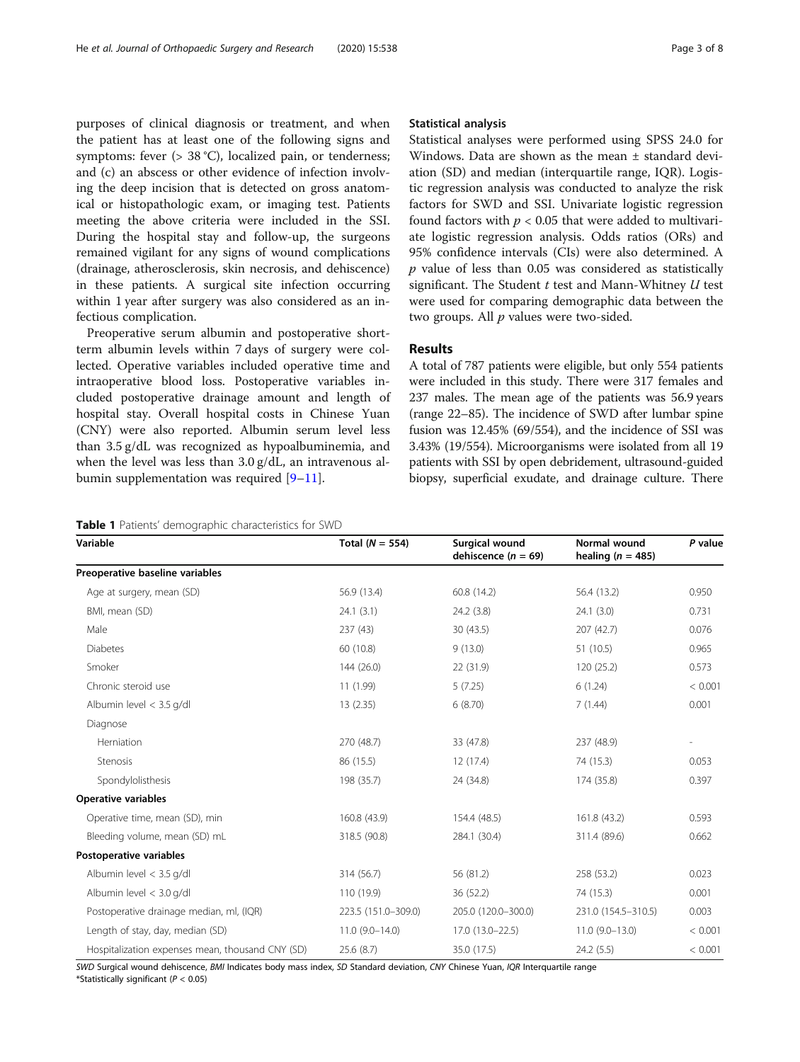purposes of clinical diagnosis or treatment, and when the patient has at least one of the following signs and symptoms: fever (> 38 °C), localized pain, or tenderness; and (c) an abscess or other evidence of infection involving the deep incision that is detected on gross anatomical or histopathologic exam, or imaging test. Patients meeting the above criteria were included in the SSI. During the hospital stay and follow-up, the surgeons remained vigilant for any signs of wound complications (drainage, atherosclerosis, skin necrosis, and dehiscence) in these patients. A surgical site infection occurring within 1 year after surgery was also considered as an infectious complication.

Preoperative serum albumin and postoperative short-term albumin levels within 7 days of surgery were collected. Operative variables included operative time and intraoperative blood loss. Postoperative variables included postoperative drainage amount and length of hospital stay. Overall hospital costs in Chinese Yuan (CNY) were also reported. Albumin serum level less than 3.5 g/dL was recognized as hypoalbuminemia, and when the level was less than 3.0 g/dL, an intravenous albumin supplementation was required [9–11].

### Statistical analysis

Statistical analyses were performed using SPSS 24.0 for Windows. Data are shown as the mean ± standard deviation (SD) and median (interquartile range, IQR). Logistic regression analysis was conducted to analyze the risk factors for SWD and SSI. Univariate logistic regression found factors with $p < 0.05$ that were added to multivariate logistic regression analysis. Odds ratios (ORs) and 95% confidence intervals (CIs) were also determined. A $p$ value of less than 0.05 was considered as statistically significant. The Student $t$ test and Mann-Whitney $U$ test were used for comparing demographic data between the two groups. All $p$ values were two-sided.

## Results

A total of 787 patients were eligible, but only 554 patients were included in this study. There were 317 females and 237 males. The mean age of the patients was 56.9 years (range 22–85). The incidence of SWD after lumbar spine fusion was 12.45% (69/554), and the incidence of SSI was 3.43% (19/554). Microorganisms were isolated from all 19 patients with SSI by open debridement, ultrasound-guided biopsy, superficial exudate, and drainage culture. There

**Table 1** Patients' demographic characteristics for SWD

| Variable | Total (N = 554) | Surgical wound dehiscence (n = 69) | Normal wound healing (n = 485) | P value |
|---|---|---|---|---|
| **Preoperative baseline variables** | | | | |
| Age at surgery, mean (SD) | 56.9 (13.4) | 60.8 (14.2) | 56.4 (13.2) | 0.950 |
| BMI, mean (SD) | 24.1 (3.1) | 24.2 (3.8) | 24.1 (3.0) | 0.731 |
| Male | 237 (43) | 30 (43.5) | 207 (42.7) | 0.076 |
| Diabetes | 60 (10.8) | 9 (13.0) | 51 (10.5) | 0.965 |
| Smoker | 144 (26.0) | 22 (31.9) | 120 (25.2) | 0.573 |
| Chronic steroid use | 11 (1.99) | 5 (7.25) | 6 (1.24) | < 0.001 |
| Albumin level < 3.5 g/dl | 13 (2.35) | 6 (8.70) | 7 (1.44) | 0.001 |
| Diagnose | | | | |
| Herniation | 270 (48.7) | 33 (47.8) | 237 (48.9) | - |
| Stenosis | 86 (15.5) | 12 (17.4) | 74 (15.3) | 0.053 |
| Spondylolisthesis | 198 (35.7) | 24 (34.8) | 174 (35.8) | 0.397 |
| **Operative variables** | | | | |
| Operative time, mean (SD), min | 160.8 (43.9) | 154.4 (48.5) | 161.8 (43.2) | 0.593 |
| Bleeding volume, mean (SD) mL | 318.5 (90.8) | 284.1 (30.4) | 311.4 (89.6) | 0.662 |
| **Postoperative variables** | | | | |
| Albumin level < 3.5 g/dl | 314 (56.7) | 56 (81.2) | 258 (53.2) | 0.023 |
| Albumin level < 3.0 g/dl | 110 (19.9) | 36 (52.2) | 74 (15.3) | 0.001 |
| Postoperative drainage median, ml, (IQR) | 223.5 (151.0–309.0) | 205.0 (120.0–300.0) | 231.0 (154.5–310.5) | 0.003 |
| Length of stay, day, median (SD) | 11.0 (9.0–14.0) | 17.0 (13.0–22.5) | 11.0 (9.0–13.0) | < 0.001 |
| Hospitalization expenses mean, thousand CNY (SD) | 25.6 (8.7) | 35.0 (17.5) | 24.2 (5.5) | < 0.001 |

*SWD* Surgical wound dehiscence, *BMI* Indicates body mass index, *SD* Standard deviation, *CNY* Chinese Yuan, *IQR* Interquartile range
*Statistically significant ($P < 0.05$)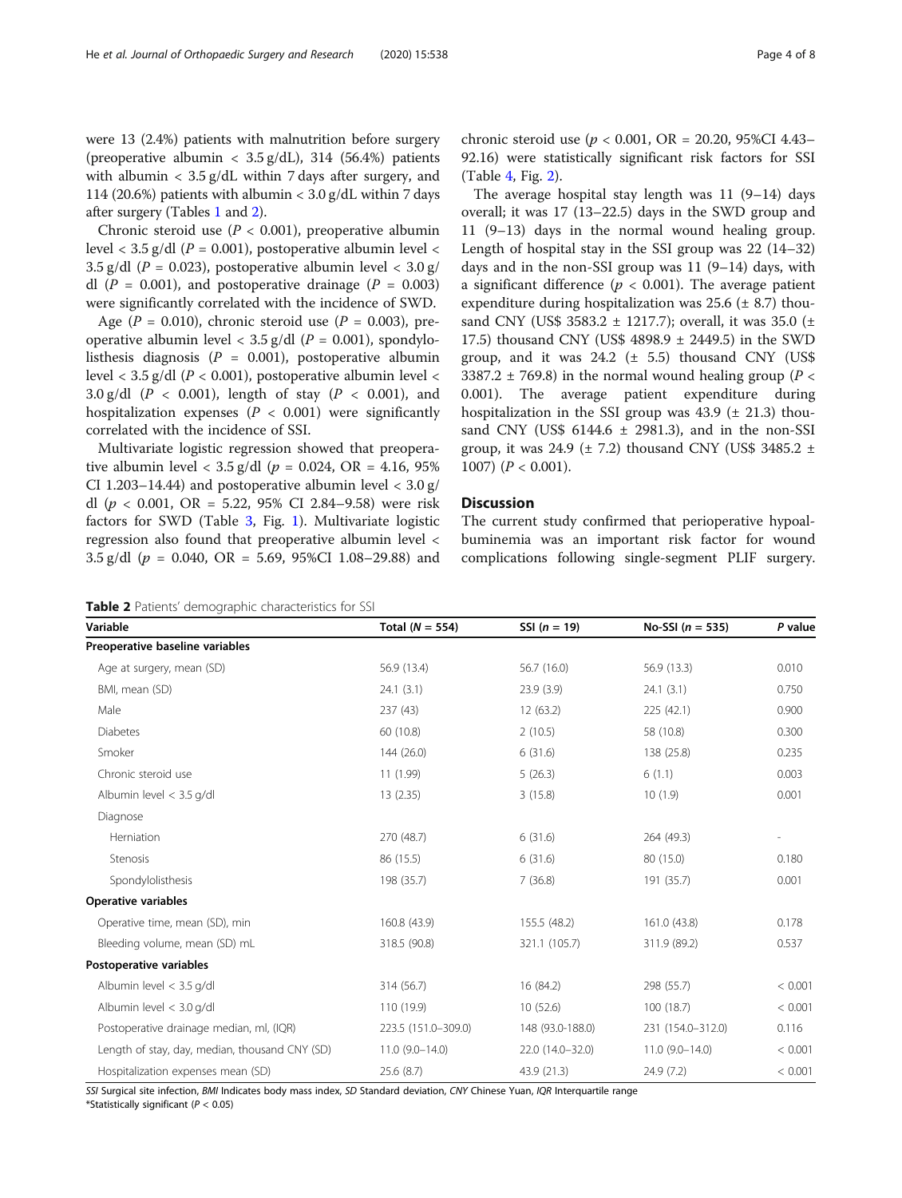were 13 (2.4%) patients with malnutrition before surgery (preoperative albumin < 3.5 g/dL), 314 (56.4%) patients with albumin < 3.5 g/dL within 7 days after surgery, and 114 (20.6%) patients with albumin < 3.0 g/dL within 7 days after surgery (Tables 1 and 2).

Chronic steroid use ($P < 0.001$), preoperative albumin level < 3.5 g/dl ($P = 0.001$), postoperative albumin level < 3.5 g/dl ($P = 0.023$), postoperative albumin level < 3.0 g/dl ($P = 0.001$), and postoperative drainage ($P = 0.003$) were significantly correlated with the incidence of SWD.

Age ($P = 0.010$), chronic steroid use ($P = 0.003$), preoperative albumin level < 3.5 g/dl ($P = 0.001$), spondylolisthesis diagnosis ($P = 0.001$), postoperative albumin level < 3.5 g/dl ($P < 0.001$), postoperative albumin level < 3.0 g/dl ($P < 0.001$), length of stay ($P < 0.001$), and hospitalization expenses ($P < 0.001$) were significantly correlated with the incidence of SSI.

Multivariate logistic regression showed that preoperative albumin level < 3.5 g/dl ($p = 0.024$, OR = 4.16, 95% CI 1.203–14.44) and postoperative albumin level < 3.0 g/dl ($p < 0.001$, OR = 5.22, 95% CI 2.84–9.58) were risk factors for SWD (Table 3, Fig. 1). Multivariate logistic regression also found that preoperative albumin level < 3.5 g/dl ($p = 0.040$, OR = 5.69, 95%CI 1.08–29.88) and chronic steroid use ($p < 0.001$, OR = 20.20, 95%CI 4.43–92.16) were statistically significant risk factors for SSI (Table 4, Fig. 2).

The average hospital stay length was 11 (9–14) days overall; it was 17 (13–22.5) days in the SWD group and 11 (9–13) days in the normal wound healing group. Length of hospital stay in the SSI group was 22 (14–32) days and in the non-SSI group was 11 (9–14) days, with a significant difference ($p < 0.001$). The average patient expenditure during hospitalization was 25.6 (± 8.7) thousand CNY (US$ 3583.2 ± 1217.7); overall, it was 35.0 (± 17.5) thousand CNY (US$ 4898.9 ± 2449.5) in the SWD group, and it was 24.2 (± 5.5) thousand CNY (US$ 3387.2 ± 769.8) in the normal wound healing group ($P < 0.001$). The average patient expenditure during hospitalization in the SSI group was 43.9 (± 21.3) thousand CNY (US$ 6144.6 ± 2981.3), and in the non-SSI group, it was 24.9 (± 7.2) thousand CNY (US$ 3485.2 ± 1007) ($P < 0.001$).

## Discussion

The current study confirmed that perioperative hypoalbuminemia was an important risk factor for wound complications following single-segment PLIF surgery.

**Table 2** Patients' demographic characteristics for SSI

| Variable | Total (N = 554) | SSI (n = 19) | No-SSI (n = 535) | P value |
|---|---|---|---|---|
| **Preoperative baseline variables** | | | | |
| Age at surgery, mean (SD) | 56.9 (13.4) | 56.7 (16.0) | 56.9 (13.3) | 0.010 |
| BMI, mean (SD) | 24.1 (3.1) | 23.9 (3.9) | 24.1 (3.1) | 0.750 |
| Male | 237 (43) | 12 (63.2) | 225 (42.1) | 0.900 |
| Diabetes | 60 (10.8) | 2 (10.5) | 58 (10.8) | 0.300 |
| Smoker | 144 (26.0) | 6 (31.6) | 138 (25.8) | 0.235 |
| Chronic steroid use | 11 (1.99) | 5 (26.3) | 6 (1.1) | 0.003 |
| Albumin level < 3.5 g/dl | 13 (2.35) | 3 (15.8) | 10 (1.9) | 0.001 |
| Diagnose | | | | |
| Herniation | 270 (48.7) | 6 (31.6) | 264 (49.3) | - |
| Stenosis | 86 (15.5) | 6 (31.6) | 80 (15.0) | 0.180 |
| Spondylolisthesis | 198 (35.7) | 7 (36.8) | 191 (35.7) | 0.001 |
| **Operative variables** | | | | |
| Operative time, mean (SD), min | 160.8 (43.9) | 155.5 (48.2) | 161.0 (43.8) | 0.178 |
| Bleeding volume, mean (SD) mL | 318.5 (90.8) | 321.1 (105.7) | 311.9 (89.2) | 0.537 |
| **Postoperative variables** | | | | |
| Albumin level < 3.5 g/dl | 314 (56.7) | 16 (84.2) | 298 (55.7) | < 0.001 |
| Albumin level < 3.0 g/dl | 110 (19.9) | 10 (52.6) | 100 (18.7) | < 0.001 |
| Postoperative drainage median, ml, (IQR) | 223.5 (151.0–309.0) | 148 (93.0-188.0) | 231 (154.0–312.0) | 0.116 |
| Length of stay, day, median, thousand CNY (SD) | 11.0 (9.0–14.0) | 22.0 (14.0–32.0) | 11.0 (9.0–14.0) | < 0.001 |
| Hospitalization expenses mean (SD) | 25.6 (8.7) | 43.9 (21.3) | 24.9 (7.2) | < 0.001 |

*SSI* Surgical site infection, *BMI* Indicates body mass index, *SD* Standard deviation, *CNY* Chinese Yuan, *IQR* Interquartile range
*Statistically significant ($P < 0.05$)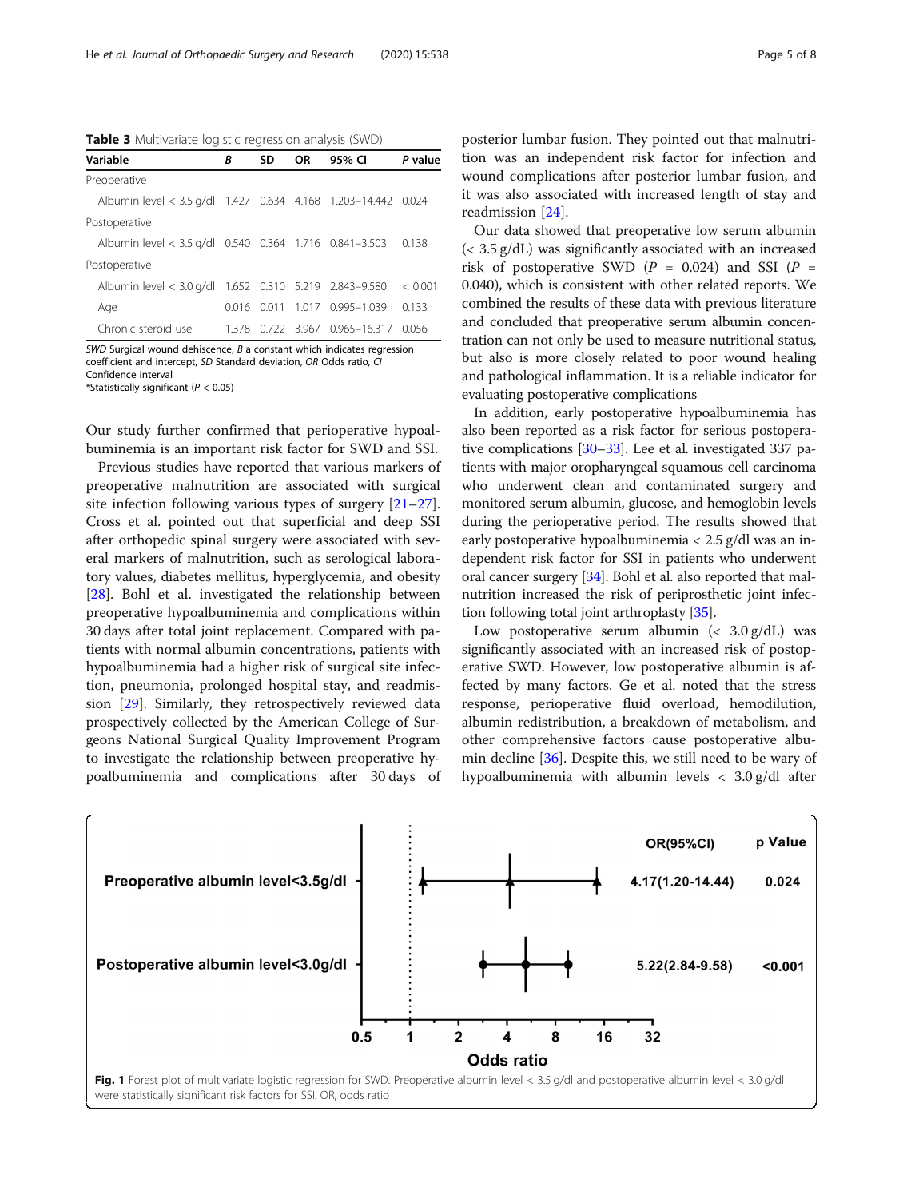**Table 3** Multivariate logistic regression analysis (SWD)

| Variable | *B* | SD | OR | 95% CI | *P* value |
|---|---|---|---|---|---|
| Preoperative | | | | | |
| Albumin level < 3.5 g/dl | 1.427 | 0.634 | 4.168 | 1.203–14.442 | 0.024 |
| Postoperative | | | | | |
| Albumin level < 3.5 g/dl | 0.540 | 0.364 | 1.716 | 0.841–3.503 | 0.138 |
| Postoperative | | | | | |
| Albumin level < 3.0 g/dl | 1.652 | 0.310 | 5.219 | 2.843–9.580 | < 0.001 |
| Age | 0.016 | 0.011 | 1.017 | 0.995–1.039 | 0.133 |
| Chronic steroid use | 1.378 | 0.722 | 3.967 | 0.965–16.317 | 0.056 |

*SWD* Surgical wound dehiscence, *B* a constant which indicates regression coefficient and intercept, *SD* Standard deviation, *OR* Odds ratio, *CI* Confidence interval
*Statistically significant ($P < 0.05$)

Our study further confirmed that perioperative hypoalbuminemia is an important risk factor for SWD and SSI.

Previous studies have reported that various markers of preoperative malnutrition are associated with surgical site infection following various types of surgery [21–27]. Cross et al. pointed out that superficial and deep SSI after orthopedic spinal surgery were associated with several markers of malnutrition, such as serological laboratory values, diabetes mellitus, hyperglycemia, and obesity [28]. Bohl et al. investigated the relationship between preoperative hypoalbuminemia and complications within 30 days after total joint replacement. Compared with patients with normal albumin concentrations, patients with hypoalbuminemia had a higher risk of surgical site infection, pneumonia, prolonged hospital stay, and readmission [29]. Similarly, they retrospectively reviewed data prospectively collected by the American College of Surgeons National Surgical Quality Improvement Program to investigate the relationship between preoperative hypoalbuminemia and complications after 30 days of posterior lumbar fusion. They pointed out that malnutrition was an independent risk factor for infection and wound complications after posterior lumbar fusion, and it was also associated with increased length of stay and readmission [24].

Our data showed that preoperative low serum albumin (< 3.5 g/dL) was significantly associated with an increased risk of postoperative SWD ($P$ = 0.024) and SSI ($P$ = 0.040), which is consistent with other related reports. We combined the results of these data with previous literature and concluded that preoperative serum albumin concentration can not only be used to measure nutritional status, but also is more closely related to poor wound healing and pathological inflammation. It is a reliable indicator for evaluating postoperative complications

In addition, early postoperative hypoalbuminemia has also been reported as a risk factor for serious postoperative complications [30–33]. Lee et al. investigated 337 patients with major oropharyngeal squamous cell carcinoma who underwent clean and contaminated surgery and monitored serum albumin, glucose, and hemoglobin levels during the perioperative period. The results showed that early postoperative hypoalbuminemia < 2.5 g/dl was an independent risk factor for SSI in patients who underwent oral cancer surgery [34]. Bohl et al. also reported that malnutrition increased the risk of periprosthetic joint infection following total joint arthroplasty [35].

Low postoperative serum albumin (< 3.0 g/dL) was significantly associated with an increased risk of postoperative SWD. However, low postoperative albumin is affected by many factors. Ge et al. noted that the stress response, perioperative fluid overload, hemodilution, albumin redistribution, a breakdown of metabolism, and other comprehensive factors cause postoperative albumin decline [36]. Despite this, we still need to be wary of hypoalbuminemia with albumin levels < 3.0 g/dl after

**Fig. 1** Forest plot of multivariate logistic regression for SWD. Preoperative albumin level < 3.5 g/dl and postoperative albumin level < 3.0 g/dl were statistically significant risk factors for SSI. OR, odds ratio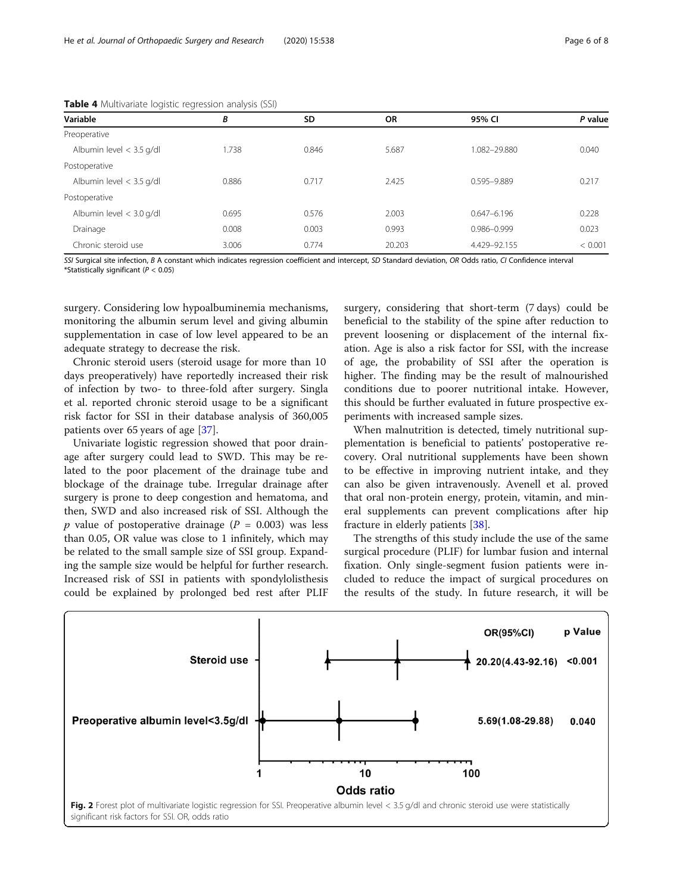**Table 4** Multivariate logistic regression analysis (SSI)

| Variable | *B* | SD | OR | 95% CI | *P* value |
|---|---|---|---|---|---|
| Preoperative | | | | | |
| Albumin level < 3.5 g/dl | 1.738 | 0.846 | 5.687 | 1.082–29.880 | 0.040 |
| Postoperative | | | | | |
| Albumin level < 3.5 g/dl | 0.886 | 0.717 | 2.425 | 0.595–9.889 | 0.217 |
| Postoperative | | | | | |
| Albumin level < 3.0 g/dl | 0.695 | 0.576 | 2.003 | 0.647–6.196 | 0.228 |
| Drainage | 0.008 | 0.003 | 0.993 | 0.986–0.999 | 0.023 |
| Chronic steroid use | 3.006 | 0.774 | 20.203 | 4.429–92.155 | < 0.001 |

*SSI* Surgical site infection, *B* A constant which indicates regression coefficient and intercept, *SD* Standard deviation, *OR* Odds ratio, *CI* Confidence interval
*Statistically significant ($P < 0.05$)

surgery. Considering low hypoalbuminemia mechanisms, monitoring the albumin serum level and giving albumin supplementation in case of low level appeared to be an adequate strategy to decrease the risk.

Chronic steroid users (steroid usage for more than 10 days preoperatively) have reportedly increased their risk of infection by two- to three-fold after surgery. Singla et al. reported chronic steroid usage to be a significant risk factor for SSI in their database analysis of 360,005 patients over 65 years of age [37].

Univariate logistic regression showed that poor drainage after surgery could lead to SWD. This may be related to the poor placement of the drainage tube and blockage of the drainage tube. Irregular drainage after surgery is prone to deep congestion and hematoma, and then, SWD and also increased risk of SSI. Although the *p* value of postoperative drainage ($P$ = 0.003) was less than 0.05, OR value was close to 1 infinitely, which may be related to the small sample size of SSI group. Expanding the sample size would be helpful for further research. Increased risk of SSI in patients with spondylolisthesis could be explained by prolonged bed rest after PLIF surgery, considering that short-term (7 days) could be beneficial to the stability of the spine after reduction to prevent loosening or displacement of the internal fixation. Age is also a risk factor for SSI, with the increase of age, the probability of SSI after the operation is higher. The finding may be the result of malnourished conditions due to poorer nutritional intake. However, this should be further evaluated in future prospective experiments with increased sample sizes.

When malnutrition is detected, timely nutritional supplementation is beneficial to patients' postoperative recovery. Oral nutritional supplements have been shown to be effective in improving nutrient intake, and they can also be given intravenously. Avenell et al. proved that oral non-protein energy, protein, vitamin, and mineral supplements can prevent complications after hip fracture in elderly patients [38].

The strengths of this study include the use of the same surgical procedure (PLIF) for lumbar fusion and internal fixation. Only single-segment fusion patients were included to reduce the impact of surgical procedures on the results of the study. In future research, it will be

| | OR(95%CI) | p Value |
|---|---|---|
| Steroid use | 20.20(4.43-92.16) | <0.001 |
| Preoperative albumin level<3.5g/dl | 5.69(1.08-29.88) | 0.040 |

**Fig. 2** Forest plot of multivariate logistic regression for SSI. Preoperative albumin level < 3.5 g/dl and chronic steroid use were statistically significant risk factors for SSI. OR, odds ratio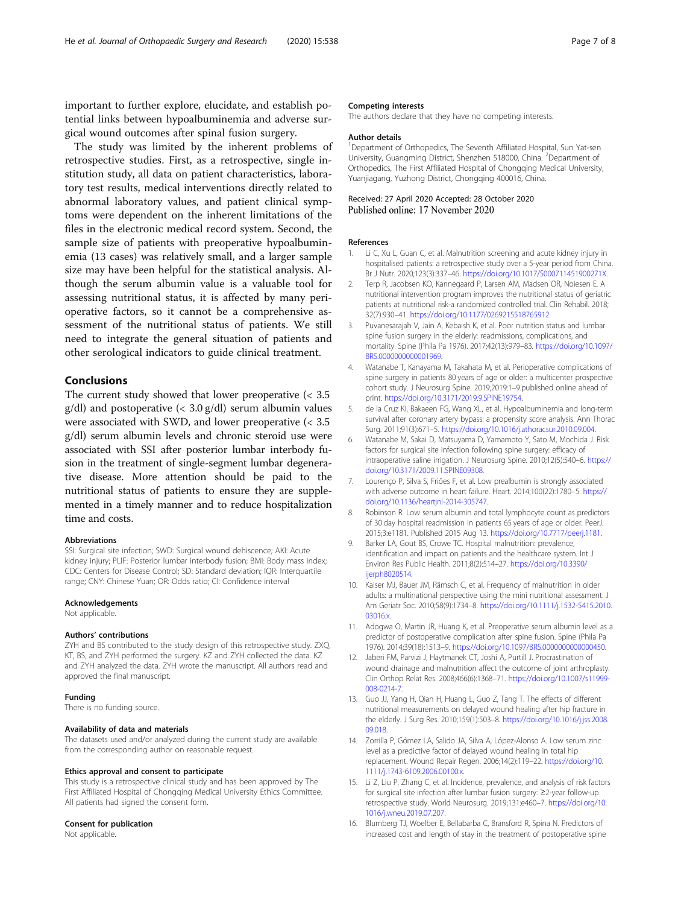important to further explore, elucidate, and establish potential links between hypoalbuminemia and adverse surgical wound outcomes after spinal fusion surgery.

The study was limited by the inherent problems of retrospective studies. First, as a retrospective, single institution study, all data on patient characteristics, laboratory test results, medical interventions directly related to abnormal laboratory values, and patient clinical symptoms were dependent on the inherent limitations of the files in the electronic medical record system. Second, the sample size of patients with preoperative hypoalbuminemia (13 cases) was relatively small, and a larger sample size may have been helpful for the statistical analysis. Although the serum albumin value is a valuable tool for assessing nutritional status, it is affected by many perioperative factors, so it cannot be a comprehensive assessment of the nutritional status of patients. We still need to integrate the general situation of patients and other serological indicators to guide clinical treatment.

## Conclusions

The current study showed that lower preoperative (< 3.5 g/dl) and postoperative (< 3.0 g/dl) serum albumin values were associated with SWD, and lower preoperative (< 3.5 g/dl) serum albumin levels and chronic steroid use were associated with SSI after posterior lumbar interbody fusion in the treatment of single-segment lumbar degenerative disease. More attention should be paid to the nutritional status of patients to ensure they are supplemented in a timely manner and to reduce hospitalization time and costs.

#### Abbreviations

SSI: Surgical site infection; SWD: Surgical wound dehiscence; AKI: Acute kidney injury; PLIF: Posterior lumbar interbody fusion; BMI: Body mass index; CDC: Centers for Disease Control; SD: Standard deviation; IQR: Interquartile range; CNY: Chinese Yuan; OR: Odds ratio; CI: Confidence interval

#### Acknowledgements

Not applicable.

#### Authors' contributions

ZYH and BS contributed to the study design of this retrospective study. ZXQ, KT, BS, and ZYH performed the surgery. KZ and ZYH collected the data. KZ and ZYH analyzed the data. ZYH wrote the manuscript. All authors read and approved the final manuscript.

#### Funding

There is no funding source.

#### Availability of data and materials

The datasets used and/or analyzed during the current study are available from the corresponding author on reasonable request.

#### Ethics approval and consent to participate

This study is a retrospective clinical study and has been approved by The First Affiliated Hospital of Chongqing Medical University Ethics Committee. All patients had signed the consent form.

#### Consent for publication

Not applicable.

#### Competing interests

The authors declare that they have no competing interests.

#### Author details

[1]Department of Orthopedics, The Seventh Affiliated Hospital, Sun Yat-sen University, Guangming District, Shenzhen 518000, China. [2]Department of Orthopedics, The First Affiliated Hospital of Chongqing Medical University, Yuanjiagang, Yuzhong District, Chongqing 400016, China.

Received: 27 April 2020 Accepted: 28 October 2020
Published online: 17 November 2020

#### References

1. Li C, Xu L, Guan C, et al. Malnutrition screening and acute kidney injury in hospitalised patients: a retrospective study over a 5-year period from China. Br J Nutr. 2020;123(3):337–46. https://doi.org/10.1017/S000711451900271X.
2. Terp R, Jacobsen KO, Kannegaard P, Larsen AM, Madsen OR, Noiesen E. A nutritional intervention program improves the nutritional status of geriatric patients at nutritional risk-a randomized controlled trial. Clin Rehabil. 2018; 32(7):930–41. https://doi.org/10.1177/0269215518765912.
3. Puvanesarajah V, Jain A, Kebaish K, et al. Poor nutrition status and lumbar spine fusion surgery in the elderly: readmissions, complications, and mortality. Spine (Phila Pa 1976). 2017;42(13):979–83. https://doi.org/10.1097/BRS.0000000000001969.
4. Watanabe T, Kanayama M, Takahata M, et al. Perioperative complications of spine surgery in patients 80 years of age or older: a multicenter prospective cohort study. J Neurosurg Spine. 2019;2019:1–9.published online ahead of print. https://doi.org/10.3171/2019.9.SPINE19754.
5. de la Cruz KI, Bakaeen FG, Wang XL, et al. Hypoalbuminemia and long-term survival after coronary artery bypass: a propensity score analysis. Ann Thorac Surg. 2011;91(3):671–5. https://doi.org/10.1016/j.athoracsur.2010.09.004.
6. Watanabe M, Sakai D, Matsuyama D, Yamamoto Y, Sato M, Mochida J. Risk factors for surgical site infection following spine surgery: efficacy of intraoperative saline irrigation. J Neurosurg Spine. 2010;12(5):540–6. https://doi.org/10.3171/2009.11.SPINE09308.
7. Lourenço P, Silva S, Friões F, et al. Low prealbumin is strongly associated with adverse outcome in heart failure. Heart. 2014;100(22):1780–5. https://doi.org/10.1136/heartjnl-2014-305747.
8. Robinson R. Low serum albumin and total lymphocyte count as predictors of 30 day hospital readmission in patients 65 years of age or older. PeerJ. 2015;3:e1181. Published 2015 Aug 13. https://doi.org/10.7717/peerj.1181.
9. Barker LA, Gout BS, Crowe TC. Hospital malnutrition: prevalence, identification and impact on patients and the healthcare system. Int J Environ Res Public Health. 2011;8(2):514–27. https://doi.org/10.3390/ijerph8020514.
10. Kaiser MJ, Bauer JM, Rämsch C, et al. Frequency of malnutrition in older adults: a multinational perspective using the mini nutritional assessment. J Am Geriatr Soc. 2010;58(9):1734–8. https://doi.org/10.1111/j.1532-5415.2010.03016.x.
11. Adogwa O, Martin JR, Huang K, et al. Preoperative serum albumin level as a predictor of postoperative complication after spine fusion. Spine (Phila Pa 1976). 2014;39(18):1513–9. https://doi.org/10.1097/BRS.0000000000000450.
12. Jaberi FM, Parvizi J, Haytmanek CT, Joshi A, Purtill J. Procrastination of wound drainage and malnutrition affect the outcome of joint arthroplasty. Clin Orthop Relat Res. 2008;466(6):1368–71. https://doi.org/10.1007/s11999-008-0214-7.
13. Guo JJ, Yang H, Qian H, Huang L, Guo Z, Tang T. The effects of different nutritional measurements on delayed wound healing after hip fracture in the elderly. J Surg Res. 2010;159(1):503–8. https://doi.org/10.1016/j.jss.2008.09.018.
14. Zorrilla P, Gómez LA, Salido JA, Silva A, López-Alonso A. Low serum zinc level as a predictive factor of delayed wound healing in total hip replacement. Wound Repair Regen. 2006;14(2):119–22. https://doi.org/10.1111/j.1743-6109.2006.00100.x.
15. Li Z, Liu P, Zhang C, et al. Incidence, prevalence, and analysis of risk factors for surgical site infection after lumbar fusion surgery: ≥2-year follow-up retrospective study. World Neurosurg. 2019;131:e460–7. https://doi.org/10.1016/j.wneu.2019.07.207.
16. Blumberg TJ, Woelber E, Bellabarba C, Bransford R, Spina N. Predictors of increased cost and length of stay in the treatment of postoperative spine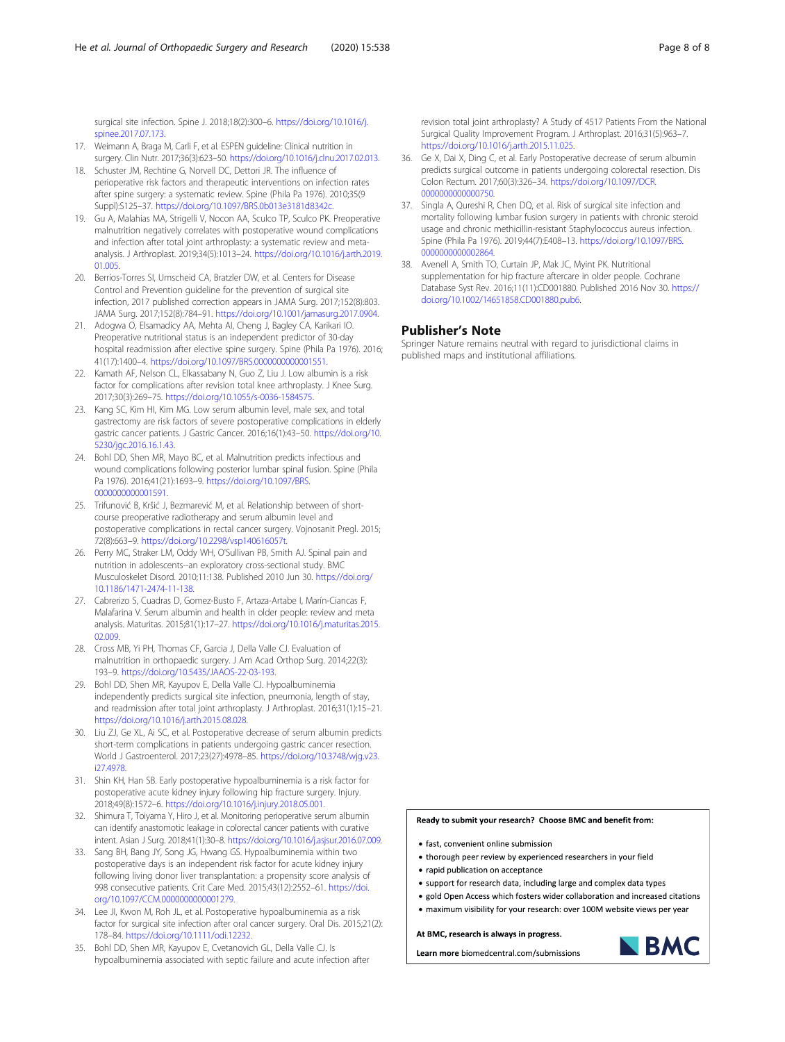surgical site infection. Spine J. 2018;18(2):300–6. https://doi.org/10.1016/j.spinee.2017.07.173.

17. Weimann A, Braga M, Carli F, et al. ESPEN guideline: Clinical nutrition in surgery. Clin Nutr. 2017;36(3):623–50. https://doi.org/10.1016/j.clnu.2017.02.013.
18. Schuster JM, Rechtine G, Norvell DC, Dettori JR. The influence of perioperative risk factors and therapeutic interventions on infection rates after spine surgery: a systematic review. Spine (Phila Pa 1976). 2010;35(9 Suppl):S125–37. https://doi.org/10.1097/BRS.0b013e3181d8342c.
19. Gu A, Malahias MA, Strigelli V, Nocon AA, Sculco TP, Sculco PK. Preoperative malnutrition negatively correlates with postoperative wound complications and infection after total joint arthroplasty: a systematic review and meta-analysis. J Arthroplast. 2019;34(5):1013–24. https://doi.org/10.1016/j.arth.2019.01.005.
20. Berríos-Torres SI, Umscheid CA, Bratzler DW, et al. Centers for Disease Control and Prevention guideline for the prevention of surgical site infection, 2017 published correction appears in JAMA Surg. 2017;152(8):803. JAMA Surg. 2017;152(8):784–91. https://doi.org/10.1001/jamasurg.2017.0904.
21. Adogwa O, Elsamadicy AA, Mehta AI, Cheng J, Bagley CA, Karikari IO. Preoperative nutritional status is an independent predictor of 30-day hospital readmission after elective spine surgery. Spine (Phila Pa 1976). 2016;41(17):1400–4. https://doi.org/10.1097/BRS.0000000000001551.
22. Kamath AF, Nelson CL, Elkassabany N, Guo Z, Liu J. Low albumin is a risk factor for complications after revision total knee arthroplasty. J Knee Surg. 2017;30(3):269–75. https://doi.org/10.1055/s-0036-1584575.
23. Kang SC, Kim HI, Kim MG. Low serum albumin level, male sex, and total gastrectomy are risk factors of severe postoperative complications in elderly gastric cancer patients. J Gastric Cancer. 2016;16(1):43–50. https://doi.org/10.5230/jgc.2016.16.1.43.
24. Bohl DD, Shen MR, Mayo BC, et al. Malnutrition predicts infectious and wound complications following posterior lumbar spinal fusion. Spine (Phila Pa 1976). 2016;41(21):1693–9. https://doi.org/10.1097/BRS.0000000000001591.
25. Trifunović B, Kršić J, Bezmarević M, et al. Relationship between short-course preoperative radiotherapy and serum albumin level and postoperative complications in rectal cancer surgery. Vojnosanit Pregl. 2015;72(8):663–9. https://doi.org/10.2298/vsp140616057t.
26. Perry MC, Straker LM, Oddy WH, O'Sullivan PB, Smith AJ. Spinal pain and nutrition in adolescents--an exploratory cross-sectional study. BMC Musculoskelet Disord. 2010;11:138. Published 2010 Jun 30. https://doi.org/10.1186/1471-2474-11-138.
27. Cabrerizo S, Cuadras D, Gomez-Busto F, Artaza-Artabe I, Marín-Ciancas F, Malafarina V. Serum albumin and health in older people: review and meta analysis. Maturitas. 2015;81(1):17–27. https://doi.org/10.1016/j.maturitas.2015.02.009.
28. Cross MB, Yi PH, Thomas CF, Garcia J, Della Valle CJ. Evaluation of malnutrition in orthopaedic surgery. J Am Acad Orthop Surg. 2014;22(3):193–9. https://doi.org/10.5435/JAAOS-22-03-193.
29. Bohl DD, Shen MR, Kayupov E, Della Valle CJ. Hypoalbuminemia independently predicts surgical site infection, pneumonia, length of stay, and readmission after total joint arthroplasty. J Arthroplast. 2016;31(1):15–21. https://doi.org/10.1016/j.arth.2015.08.028.
30. Liu ZJ, Ge XL, Ai SC, et al. Postoperative decrease of serum albumin predicts short-term complications in patients undergoing gastric cancer resection. World J Gastroenterol. 2017;23(27):4978–85. https://doi.org/10.3748/wjg.v23.i27.4978.
31. Shin KH, Han SB. Early postoperative hypoalbuminemia is a risk factor for postoperative acute kidney injury following hip fracture surgery. Injury. 2018;49(8):1572–6. https://doi.org/10.1016/j.injury.2018.05.001.
32. Shimura T, Toiyama Y, Hiro J, et al. Monitoring perioperative serum albumin can identify anastomotic leakage in colorectal cancer patients with curative intent. Asian J Surg. 2018;41(1):30–8. https://doi.org/10.1016/j.asjsur.2016.07.009.
33. Sang BH, Bang JY, Song JG, Hwang GS. Hypoalbuminemia within two postoperative days is an independent risk factor for acute kidney injury following living donor liver transplantation: a propensity score analysis of 998 consecutive patients. Crit Care Med. 2015;43(12):2552–61. https://doi.org/10.1097/CCM.0000000000001279.
34. Lee JI, Kwon M, Roh JL, et al. Postoperative hypoalbuminemia as a risk factor for surgical site infection after oral cancer surgery. Oral Dis. 2015;21(2):178–84. https://doi.org/10.1111/odi.12232.
35. Bohl DD, Shen MR, Kayupov E, Cvetanovich GL, Della Valle CJ. Is hypoalbuminemia associated with septic failure and acute infection after revision total joint arthroplasty? A Study of 4517 Patients From the National Surgical Quality Improvement Program. J Arthroplast. 2016;31(5):963–7. https://doi.org/10.1016/j.arth.2015.11.025.
36. Ge X, Dai X, Ding C, et al. Early Postoperative decrease of serum albumin predicts surgical outcome in patients undergoing colorectal resection. Dis Colon Rectum. 2017;60(3):326–34. https://doi.org/10.1097/DCR.0000000000000750.
37. Singla A, Qureshi R, Chen DQ, et al. Risk of surgical site infection and mortality following lumbar fusion surgery in patients with chronic steroid usage and chronic methicillin-resistant Staphylococcus aureus infection. Spine (Phila Pa 1976). 2019;44(7):E408–13. https://doi.org/10.1097/BRS.0000000000002864.
38. Avenell A, Smith TO, Curtain JP, Mak JC, Myint PK. Nutritional supplementation for hip fracture aftercare in older people. Cochrane Database Syst Rev. 2016;11(11):CD001880. Published 2016 Nov 30. https://doi.org/10.1002/14651858.CD001880.pub6.

## Publisher's Note

Springer Nature remains neutral with regard to jurisdictional claims in published maps and institutional affiliations.